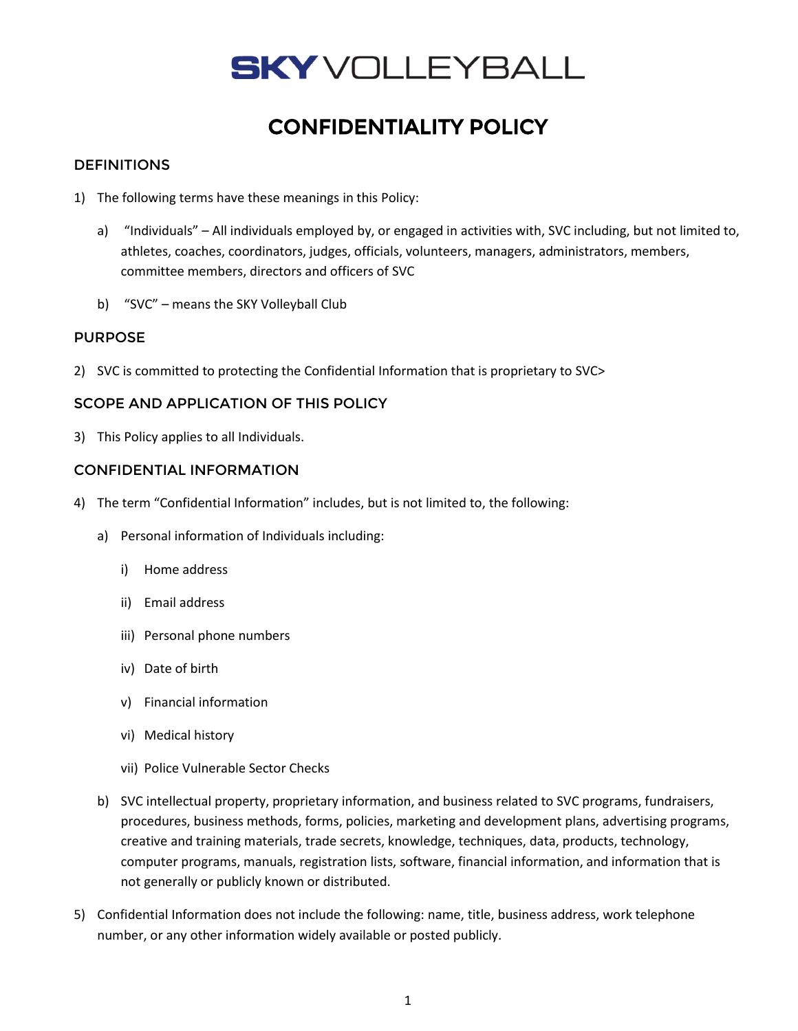# SKY VOLLEYBALL

## CONFIDENTIALITY POLICY

### DEFINITIONS

1) The following terms have these meanings in this Policy:

   a) "Individuals" – All individuals employed by, or engaged in activities with, SVC including, but not limited to, athletes, coaches, coordinators, judges, officials, volunteers, managers, administrators, members, committee members, directors and officers of SVC

   b) "SVC" – means the SKY Volleyball Club

### PURPOSE

2) SVC is committed to protecting the Confidential Information that is proprietary to SVC>

### SCOPE AND APPLICATION OF THIS POLICY

3) This Policy applies to all Individuals.

### CONFIDENTIAL INFORMATION

4) The term "Confidential Information" includes, but is not limited to, the following:

   a) Personal information of Individuals including:

      i) Home address

      ii) Email address

      iii) Personal phone numbers

      iv) Date of birth

      v) Financial information

      vi) Medical history

      vii) Police Vulnerable Sector Checks

   b) SVC intellectual property, proprietary information, and business related to SVC programs, fundraisers, procedures, business methods, forms, policies, marketing and development plans, advertising programs, creative and training materials, trade secrets, knowledge, techniques, data, products, technology, computer programs, manuals, registration lists, software, financial information, and information that is not generally or publicly known or distributed.

5) Confidential Information does not include the following: name, title, business address, work telephone number, or any other information widely available or posted publicly.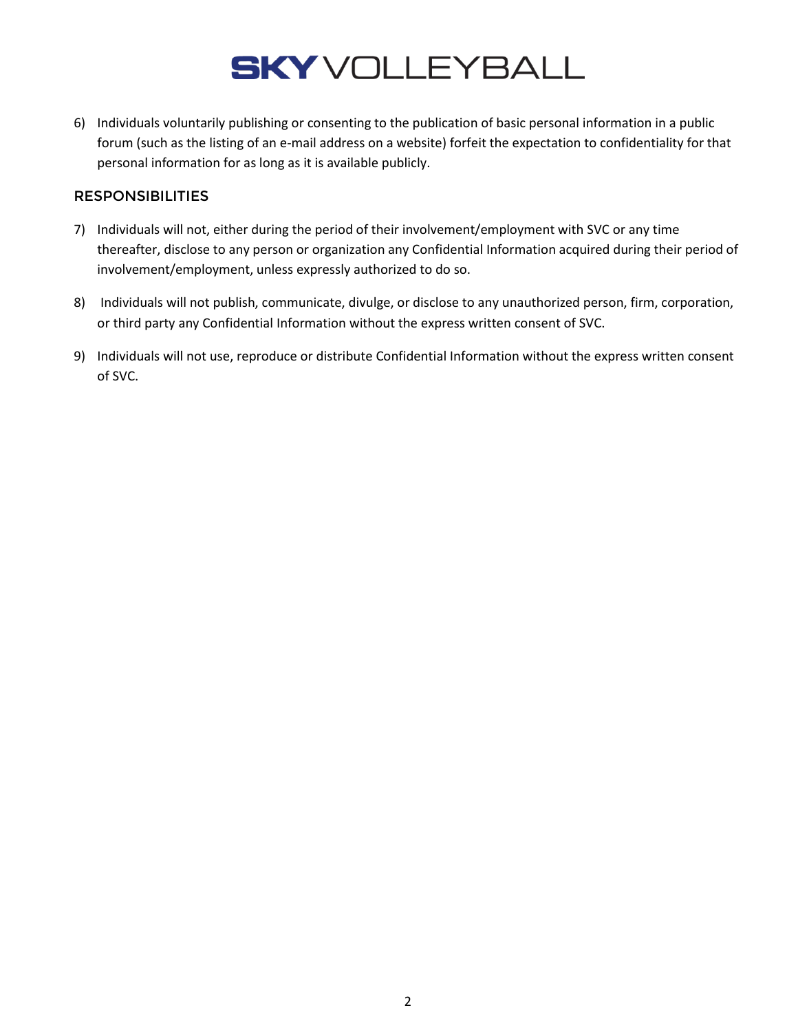6) Individuals voluntarily publishing or consenting to the publication of basic personal information in a public forum (such as the listing of an e-mail address on a website) forfeit the expectation to confidentiality for that personal information for as long as it is available publicly.

## RESPONSIBILITIES

7) Individuals will not, either during the period of their involvement/employment with SVC or any time thereafter, disclose to any person or organization any Confidential Information acquired during their period of involvement/employment, unless expressly authorized to do so.

8) Individuals will not publish, communicate, divulge, or disclose to any unauthorized person, firm, corporation, or third party any Confidential Information without the express written consent of SVC.

9) Individuals will not use, reproduce or distribute Confidential Information without the express written consent of SVC.